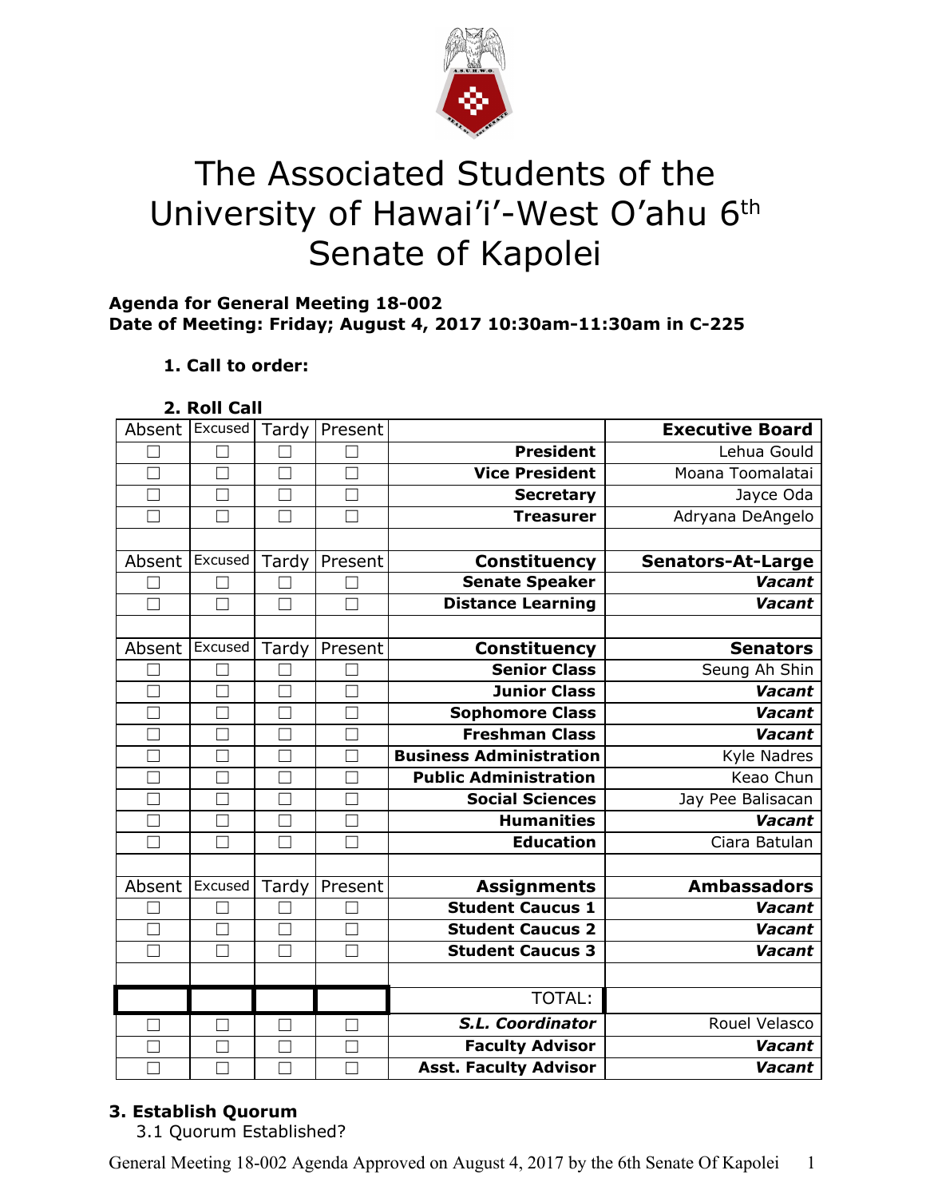# The Associated Students of the University of Hawai'i-West O'ahu 6th Senate of Kapolei

**Agenda for General Meeting 18-002**
**Date of Meeting: Friday; August 4, 2017 10:30am-11:30am in C-225**

**1. Call to order:**

**2. Roll Call**

| Absent | Excused | Tardy | Present | | Executive Board |
|---|---|---|---|---|---|
| ☐ | ☐ | ☐ | ☐ | **President** | Lehua Gould |
| ☐ | ☐ | ☐ | ☐ | **Vice President** | Moana Toomalatai |
| ☐ | ☐ | ☐ | ☐ | **Secretary** | Jayce Oda |
| ☐ | ☐ | ☐ | ☐ | **Treasurer** | Adryana DeAngelo |
| | | | | | |
| Absent | Excused | Tardy | Present | **Constituency** | **Senators-At-Large** |
| ☐ | ☐ | ☐ | ☐ | **Senate Speaker** | ***Vacant*** |
| ☐ | ☐ | ☐ | ☐ | **Distance Learning** | ***Vacant*** |
| | | | | | |
| Absent | Excused | Tardy | Present | **Constituency** | **Senators** |
| ☐ | ☐ | ☐ | ☐ | **Senior Class** | Seung Ah Shin |
| ☐ | ☐ | ☐ | ☐ | **Junior Class** | ***Vacant*** |
| ☐ | ☐ | ☐ | ☐ | **Sophomore Class** | ***Vacant*** |
| ☐ | ☐ | ☐ | ☐ | **Freshman Class** | ***Vacant*** |
| ☐ | ☐ | ☐ | ☐ | **Business Administration** | Kyle Nadres |
| ☐ | ☐ | ☐ | ☐ | **Public Administration** | Keao Chun |
| ☐ | ☐ | ☐ | ☐ | **Social Sciences** | Jay Pee Balisacan |
| ☐ | ☐ | ☐ | ☐ | **Humanities** | ***Vacant*** |
| ☐ | ☐ | ☐ | ☐ | **Education** | Ciara Batulan |
| | | | | | |
| Absent | Excused | Tardy | Present | **Assignments** | **Ambassadors** |
| ☐ | ☐ | ☐ | ☐ | **Student Caucus 1** | ***Vacant*** |
| ☐ | ☐ | ☐ | ☐ | **Student Caucus 2** | ***Vacant*** |
| ☐ | ☐ | ☐ | ☐ | **Student Caucus 3** | ***Vacant*** |
| | | | | | |
| | | | | TOTAL: | |
| ☐ | ☐ | ☐ | ☐ | ***S.L. Coordinator*** | Rouel Velasco |
| ☐ | ☐ | ☐ | ☐ | **Faculty Advisor** | ***Vacant*** |
| ☐ | ☐ | ☐ | ☐ | **Asst. Faculty Advisor** | ***Vacant*** |

**3. Establish Quorum**

3.1 Quorum Established?

General Meeting 18-002 Agenda Approved on August 4, 2017 by the 6th Senate Of Kapolei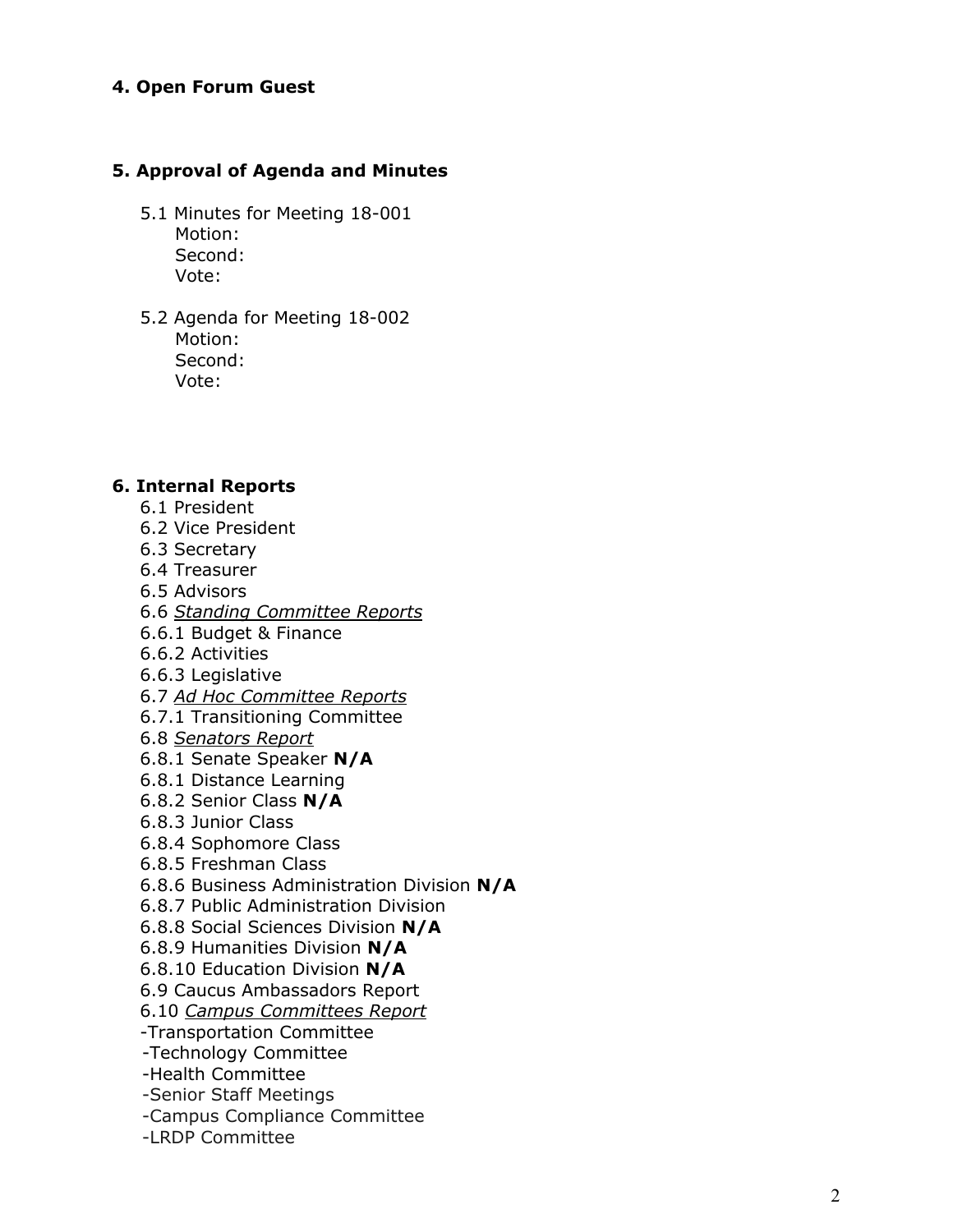**4. Open Forum Guest**

**5. Approval of Agenda and Minutes**

5.1 Minutes for Meeting 18-001
Motion:
Second:
Vote:

5.2 Agenda for Meeting 18-002
Motion:
Second:
Vote:

**6. Internal Reports**

6.1 President
6.2 Vice President
6.3 Secretary
6.4 Treasurer
6.5 Advisors
6.6 *Standing Committee Reports*
6.6.1 Budget & Finance
6.6.2 Activities
6.6.3 Legislative
6.7 *Ad Hoc Committee Reports*
6.7.1 Transitioning Committee
6.8 *Senators Report*
6.8.1 Senate Speaker **N/A**
6.8.1 Distance Learning
6.8.2 Senior Class **N/A**
6.8.3 Junior Class
6.8.4 Sophomore Class
6.8.5 Freshman Class
6.8.6 Business Administration Division **N/A**
6.8.7 Public Administration Division
6.8.8 Social Sciences Division **N/A**
6.8.9 Humanities Division **N/A**
6.8.10 Education Division **N/A**
6.9 Caucus Ambassadors Report
6.10 *Campus Committees Report*
-Transportation Committee
-Technology Committee
-Health Committee
-Senior Staff Meetings
-Campus Compliance Committee
-LRDP Committee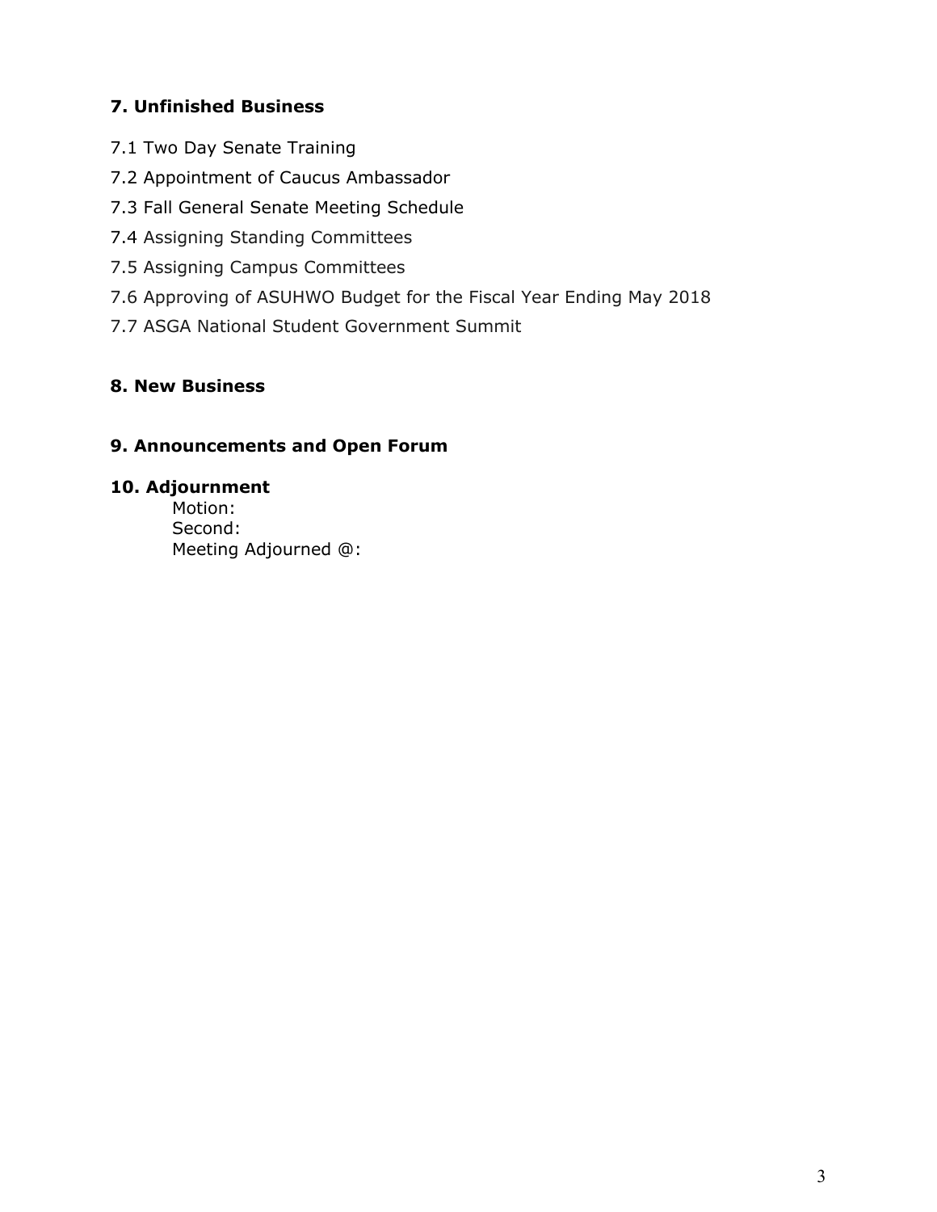## 7. Unfinished Business

7.1 Two Day Senate Training

7.2 Appointment of Caucus Ambassador

7.3 Fall General Senate Meeting Schedule

7.4 Assigning Standing Committees

7.5 Assigning Campus Committees

7.6 Approving of ASUHWO Budget for the Fiscal Year Ending May 2018

7.7 ASGA National Student Government Summit

## 8. New Business

## 9. Announcements and Open Forum

## 10. Adjournment

Motion:
Second:
Meeting Adjourned @: